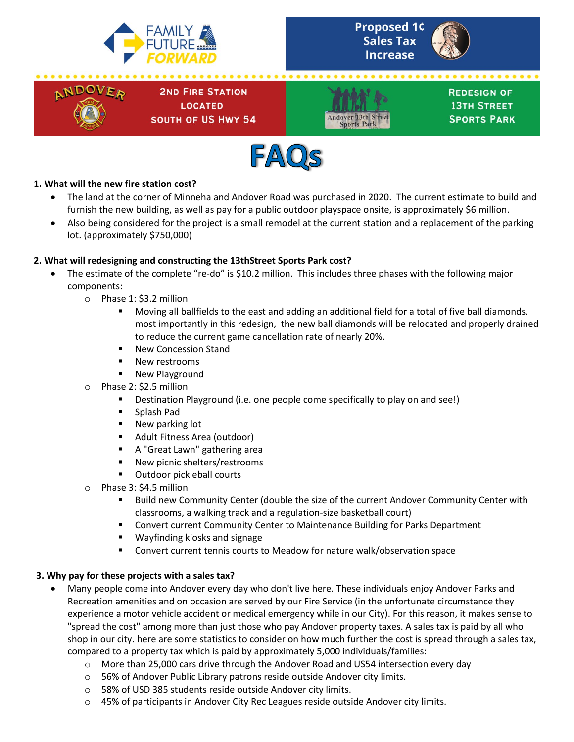FAMILY FUTURE FORWARD

**Proposed 1¢ Sales Tax Increase**

**2nd Fire Station located south of US Hwy 54**

**Redesign of 13th Street Sports Park**

# FAQs

**1. What will the new fire station cost?**

- The land at the corner of Minneha and Andover Road was purchased in 2020. The current estimate to build and furnish the new building, as well as pay for a public outdoor playspace onsite, is approximately $6 million.
- Also being considered for the project is a small remodel at the current station and a replacement of the parking lot. (approximately $750,000)

**2. What will redesigning and constructing the 13thStreet Sports Park cost?**

- The estimate of the complete "re-do" is $10.2 million. This includes three phases with the following major components:
  - Phase 1: $3.2 million
    - Moving all ballfields to the east and adding an additional field for a total of five ball diamonds. most importantly in this redesign, the new ball diamonds will be relocated and properly drained to reduce the current game cancellation rate of nearly 20%.
    - New Concession Stand
    - New restrooms
    - New Playground
  - Phase 2: $2.5 million
    - Destination Playground (i.e. one people come specifically to play on and see!)
    - Splash Pad
    - New parking lot
    - Adult Fitness Area (outdoor)
    - A "Great Lawn" gathering area
    - New picnic shelters/restrooms
    - Outdoor pickleball courts
  - Phase 3: $4.5 million
    - Build new Community Center (double the size of the current Andover Community Center with classrooms, a walking track and a regulation-size basketball court)
    - Convert current Community Center to Maintenance Building for Parks Department
    - Wayfinding kiosks and signage
    - Convert current tennis courts to Meadow for nature walk/observation space

**3. Why pay for these projects with a sales tax?**

- Many people come into Andover every day who don't live here. These individuals enjoy Andover Parks and Recreation amenities and on occasion are served by our Fire Service (in the unfortunate circumstance they experience a motor vehicle accident or medical emergency while in our City). For this reason, it makes sense to "spread the cost" among more than just those who pay Andover property taxes. A sales tax is paid by all who shop in our city. here are some statistics to consider on how much further the cost is spread through a sales tax, compared to a property tax which is paid by approximately 5,000 individuals/families:
  - More than 25,000 cars drive through the Andover Road and US54 intersection every day
  - 56% of Andover Public Library patrons reside outside Andover city limits.
  - 58% of USD 385 students reside outside Andover city limits.
  - 45% of participants in Andover City Rec Leagues reside outside Andover city limits.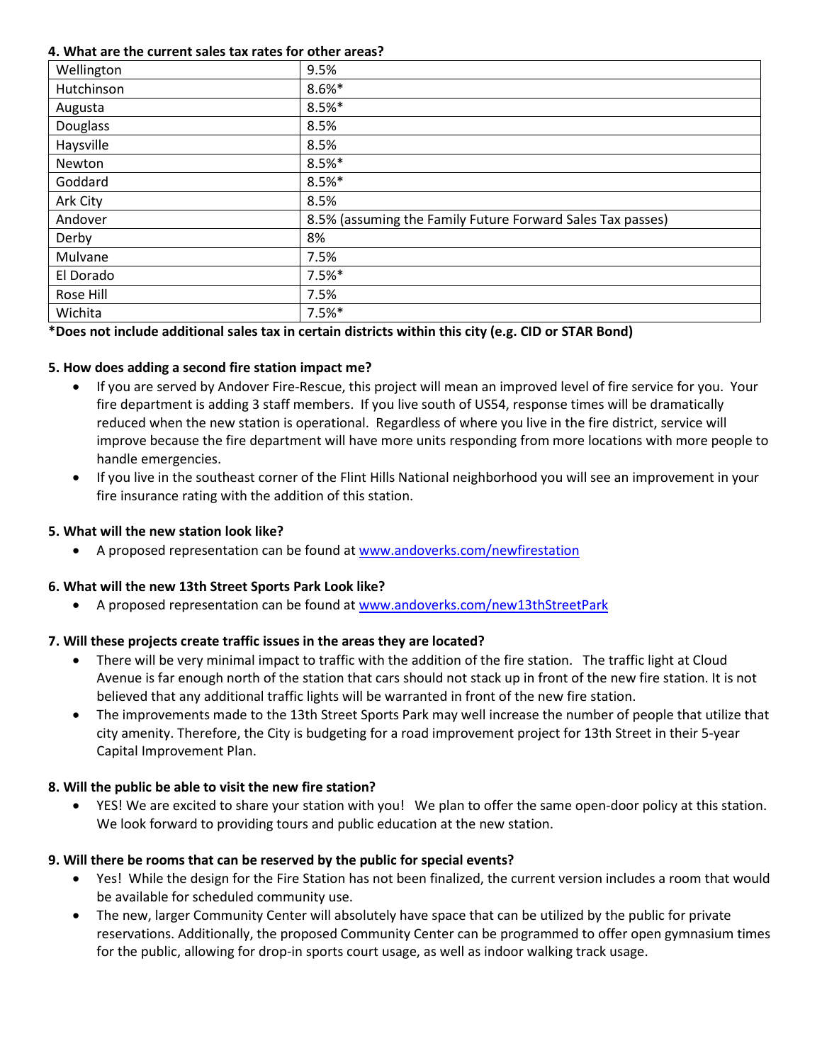**4. What are the current sales tax rates for other areas?**

| Wellington | 9.5% |
|---|---|
| Hutchinson | 8.6%* |
| Augusta | 8.5%* |
| Douglass | 8.5% |
| Haysville | 8.5% |
| Newton | 8.5%* |
| Goddard | 8.5%* |
| Ark City | 8.5% |
| Andover | 8.5% (assuming the Family Future Forward Sales Tax passes) |
| Derby | 8% |
| Mulvane | 7.5% |
| El Dorado | 7.5%* |
| Rose Hill | 7.5% |
| Wichita | 7.5%* |

**\*Does not include additional sales tax in certain districts within this city (e.g. CID or STAR Bond)**

**5. How does adding a second fire station impact me?**

- If you are served by Andover Fire-Rescue, this project will mean an improved level of fire service for you. Your fire department is adding 3 staff members. If you live south of US54, response times will be dramatically reduced when the new station is operational. Regardless of where you live in the fire district, service will improve because the fire department will have more units responding from more locations with more people to handle emergencies.
- If you live in the southeast corner of the Flint Hills National neighborhood you will see an improvement in your fire insurance rating with the addition of this station.

**5. What will the new station look like?**

- A proposed representation can be found at [www.andoverks.com/newfirestation](http://www.andoverks.com/newfirestation)

**6. What will the new 13th Street Sports Park Look like?**

- A proposed representation can be found at [www.andoverks.com/new13thStreetPark](http://www.andoverks.com/new13thStreetPark)

**7. Will these projects create traffic issues in the areas they are located?**

- There will be very minimal impact to traffic with the addition of the fire station. The traffic light at Cloud Avenue is far enough north of the station that cars should not stack up in front of the new fire station. It is not believed that any additional traffic lights will be warranted in front of the new fire station.
- The improvements made to the 13th Street Sports Park may well increase the number of people that utilize that city amenity. Therefore, the City is budgeting for a road improvement project for 13th Street in their 5-year Capital Improvement Plan.

**8. Will the public be able to visit the new fire station?**

- YES! We are excited to share your station with you! We plan to offer the same open-door policy at this station. We look forward to providing tours and public education at the new station.

**9. Will there be rooms that can be reserved by the public for special events?**

- Yes! While the design for the Fire Station has not been finalized, the current version includes a room that would be available for scheduled community use.
- The new, larger Community Center will absolutely have space that can be utilized by the public for private reservations. Additionally, the proposed Community Center can be programmed to offer open gymnasium times for the public, allowing for drop-in sports court usage, as well as indoor walking track usage.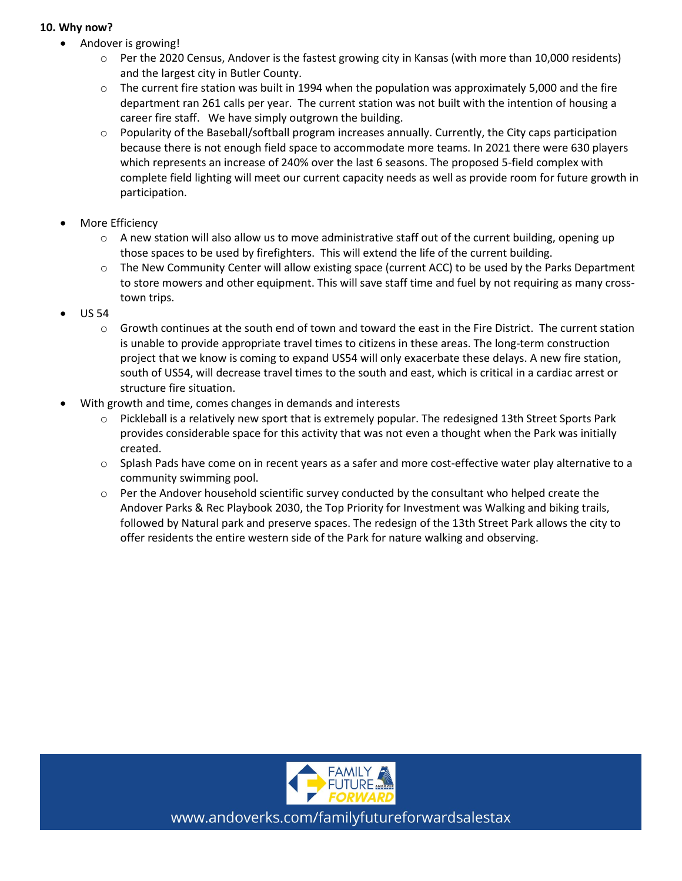**10. Why now?**

- Andover is growing!
  - Per the 2020 Census, Andover is the fastest growing city in Kansas (with more than 10,000 residents) and the largest city in Butler County.
  - The current fire station was built in 1994 when the population was approximately 5,000 and the fire department ran 261 calls per year. The current station was not built with the intention of housing a career fire staff. We have simply outgrown the building.
  - Popularity of the Baseball/softball program increases annually. Currently, the City caps participation because there is not enough field space to accommodate more teams. In 2021 there were 630 players which represents an increase of 240% over the last 6 seasons. The proposed 5-field complex with complete field lighting will meet our current capacity needs as well as provide room for future growth in participation.

- More Efficiency
  - A new station will also allow us to move administrative staff out of the current building, opening up those spaces to be used by firefighters. This will extend the life of the current building.
  - The New Community Center will allow existing space (current ACC) to be used by the Parks Department to store mowers and other equipment. This will save staff time and fuel by not requiring as many cross-town trips.
- US 54
  - Growth continues at the south end of town and toward the east in the Fire District. The current station is unable to provide appropriate travel times to citizens in these areas. The long-term construction project that we know is coming to expand US54 will only exacerbate these delays. A new fire station, south of US54, will decrease travel times to the south and east, which is critical in a cardiac arrest or structure fire situation.
- With growth and time, comes changes in demands and interests
  - Pickleball is a relatively new sport that is extremely popular. The redesigned 13th Street Sports Park provides considerable space for this activity that was not even a thought when the Park was initially created.
  - Splash Pads have come on in recent years as a safer and more cost-effective water play alternative to a community swimming pool.
  - Per the Andover household scientific survey conducted by the consultant who helped create the Andover Parks & Rec Playbook 2030, the Top Priority for Investment was Walking and biking trails, followed by Natural park and preserve spaces. The redesign of the 13th Street Park allows the city to offer residents the entire western side of the Park for nature walking and observing.

FAMILY FUTURE FORWARD

www.andoverks.com/familyfutureforwardsalestax